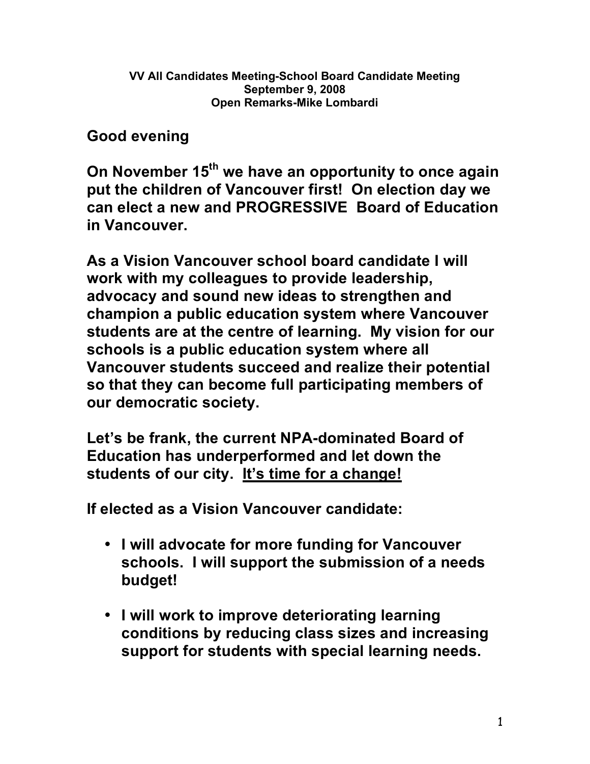**VV All Candidates Meeting-School Board Candidate Meeting**
**September 9, 2008**
**Open Remarks-Mike Lombardi**

**Good evening**

**On November 15th we have an opportunity to once again put the children of Vancouver first! On election day we can elect a new and PROGRESSIVE Board of Education in Vancouver.**

**As a Vision Vancouver school board candidate I will work with my colleagues to provide leadership, advocacy and sound new ideas to strengthen and champion a public education system where Vancouver students are at the centre of learning. My vision for our schools is a public education system where all Vancouver students succeed and realize their potential so that they can become full participating members of our democratic society.**

**Let's be frank, the current NPA-dominated Board of Education has underperformed and let down the students of our city. <u>It's time for a change!</u>**

**If elected as a Vision Vancouver candidate:**

- **I will advocate for more funding for Vancouver schools. I will support the submission of a needs budget!**
- **I will work to improve deteriorating learning conditions by reducing class sizes and increasing support for students with special learning needs.**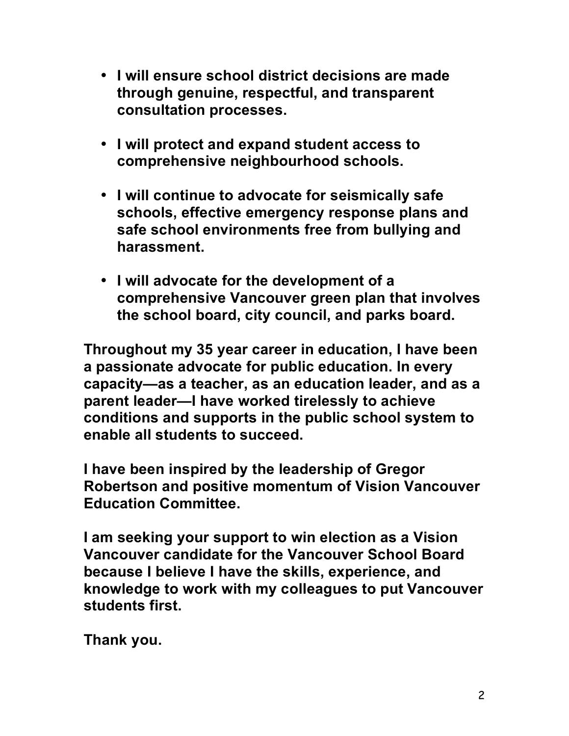- **I will ensure school district decisions are made through genuine, respectful, and transparent consultation processes.**

- **I will protect and expand student access to comprehensive neighbourhood schools.**

- **I will continue to advocate for seismically safe schools, effective emergency response plans and safe school environments free from bullying and harassment.**

- **I will advocate for the development of a comprehensive Vancouver green plan that involves the school board, city council, and parks board.**

**Throughout my 35 year career in education, I have been a passionate advocate for public education. In every capacity—as a teacher, as an education leader, and as a parent leader—I have worked tirelessly to achieve conditions and supports in the public school system to enable all students to succeed.**

**I have been inspired by the leadership of Gregor Robertson and positive momentum of Vision Vancouver Education Committee.**

**I am seeking your support to win election as a Vision Vancouver candidate for the Vancouver School Board because I believe I have the skills, experience, and knowledge to work with my colleagues to put Vancouver students first.**

**Thank you.**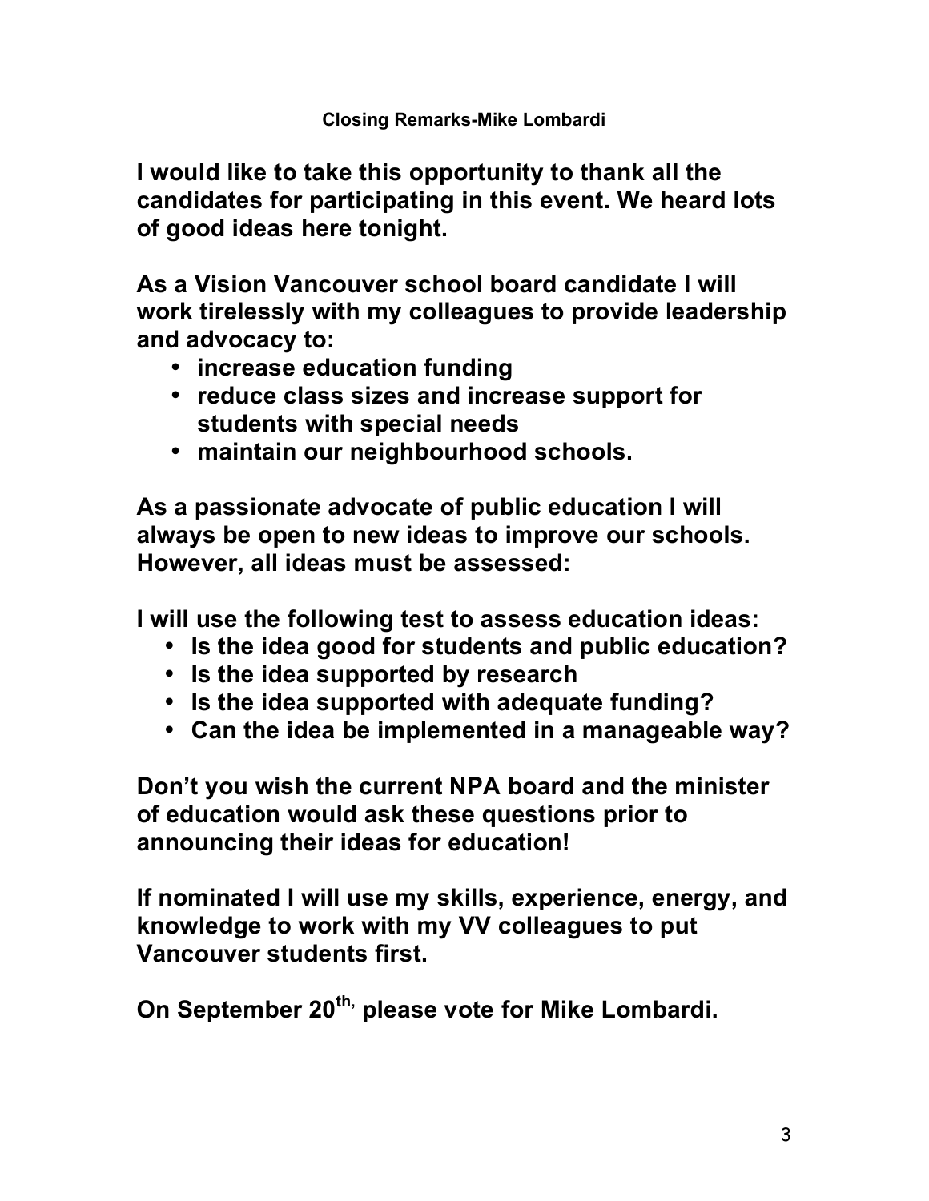**Closing Remarks-Mike Lombardi**

**I would like to take this opportunity to thank all the candidates for participating in this event. We heard lots of good ideas here tonight.**

**As a Vision Vancouver school board candidate I will work tirelessly with my colleagues to provide leadership and advocacy to:**

- **increase education funding**
- **reduce class sizes and increase support for students with special needs**
- **maintain our neighbourhood schools.**

**As a passionate advocate of public education I will always be open to new ideas to improve our schools. However, all ideas must be assessed:**

**I will use the following test to assess education ideas:**

- **Is the idea good for students and public education?**
- **Is the idea supported by research**
- **Is the idea supported with adequate funding?**
- **Can the idea be implemented in a manageable way?**

**Don't you wish the current NPA board and the minister of education would ask these questions prior to announcing their ideas for education!**

**If nominated I will use my skills, experience, energy, and knowledge to work with my VV colleagues to put Vancouver students first.**

**On September 20th, please vote for Mike Lombardi.**